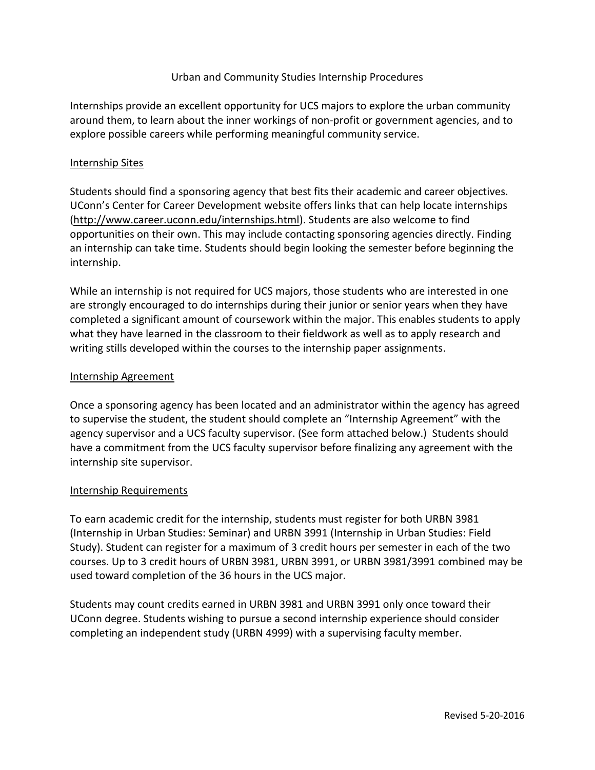# Urban and Community Studies Internship Procedures

Internships provide an excellent opportunity for UCS majors to explore the urban community around them, to learn about the inner workings of non-profit or government agencies, and to explore possible careers while performing meaningful community service.

## Internship Sites

Students should find a sponsoring agency that best fits their academic and career objectives. UConn's Center for Career Development website offers links that can help locate internships (http://www.career.uconn.edu/internships.html). Students are also welcome to find opportunities on their own. This may include contacting sponsoring agencies directly. Finding an internship can take time. Students should begin looking the semester before beginning the internship.

While an internship is not required for UCS majors, those students who are interested in one are strongly encouraged to do internships during their junior or senior years when they have completed a significant amount of coursework within the major. This enables students to apply what they have learned in the classroom to their fieldwork as well as to apply research and writing stills developed within the courses to the internship paper assignments.

## Internship Agreement

Once a sponsoring agency has been located and an administrator within the agency has agreed to supervise the student, the student should complete an "Internship Agreement" with the agency supervisor and a UCS faculty supervisor. (See form attached below.) Students should have a commitment from the UCS faculty supervisor before finalizing any agreement with the internship site supervisor.

## Internship Requirements

To earn academic credit for the internship, students must register for both URBN 3981 (Internship in Urban Studies: Seminar) and URBN 3991 (Internship in Urban Studies: Field Study). Student can register for a maximum of 3 credit hours per semester in each of the two courses. Up to 3 credit hours of URBN 3981, URBN 3991, or URBN 3981/3991 combined may be used toward completion of the 36 hours in the UCS major.

Students may count credits earned in URBN 3981 and URBN 3991 only once toward their UConn degree. Students wishing to pursue a second internship experience should consider completing an independent study (URBN 4999) with a supervising faculty member.

Revised 5-20-2016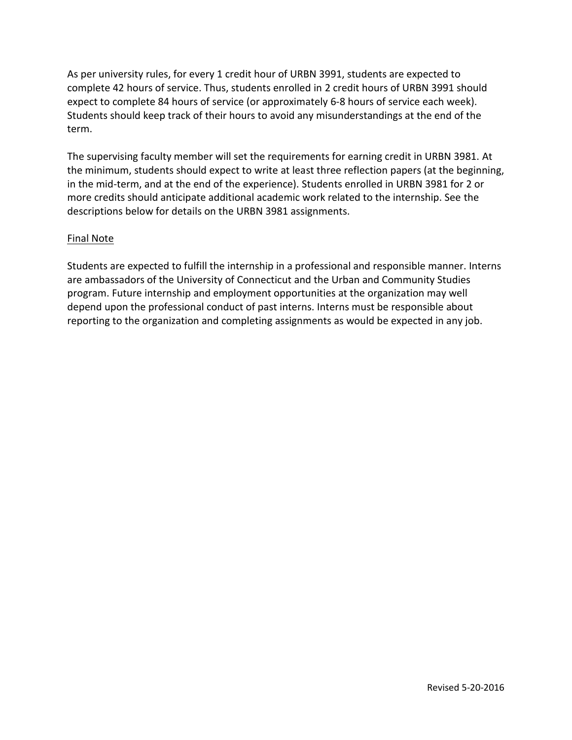As per university rules, for every 1 credit hour of URBN 3991, students are expected to complete 42 hours of service. Thus, students enrolled in 2 credit hours of URBN 3991 should expect to complete 84 hours of service (or approximately 6-8 hours of service each week). Students should keep track of their hours to avoid any misunderstandings at the end of the term.

The supervising faculty member will set the requirements for earning credit in URBN 3981. At the minimum, students should expect to write at least three reflection papers (at the beginning, in the mid-term, and at the end of the experience). Students enrolled in URBN 3981 for 2 or more credits should anticipate additional academic work related to the internship. See the descriptions below for details on the URBN 3981 assignments.

## Final Note

Students are expected to fulfill the internship in a professional and responsible manner. Interns are ambassadors of the University of Connecticut and the Urban and Community Studies program. Future internship and employment opportunities at the organization may well depend upon the professional conduct of past interns. Interns must be responsible about reporting to the organization and completing assignments as would be expected in any job.

Revised 5-20-2016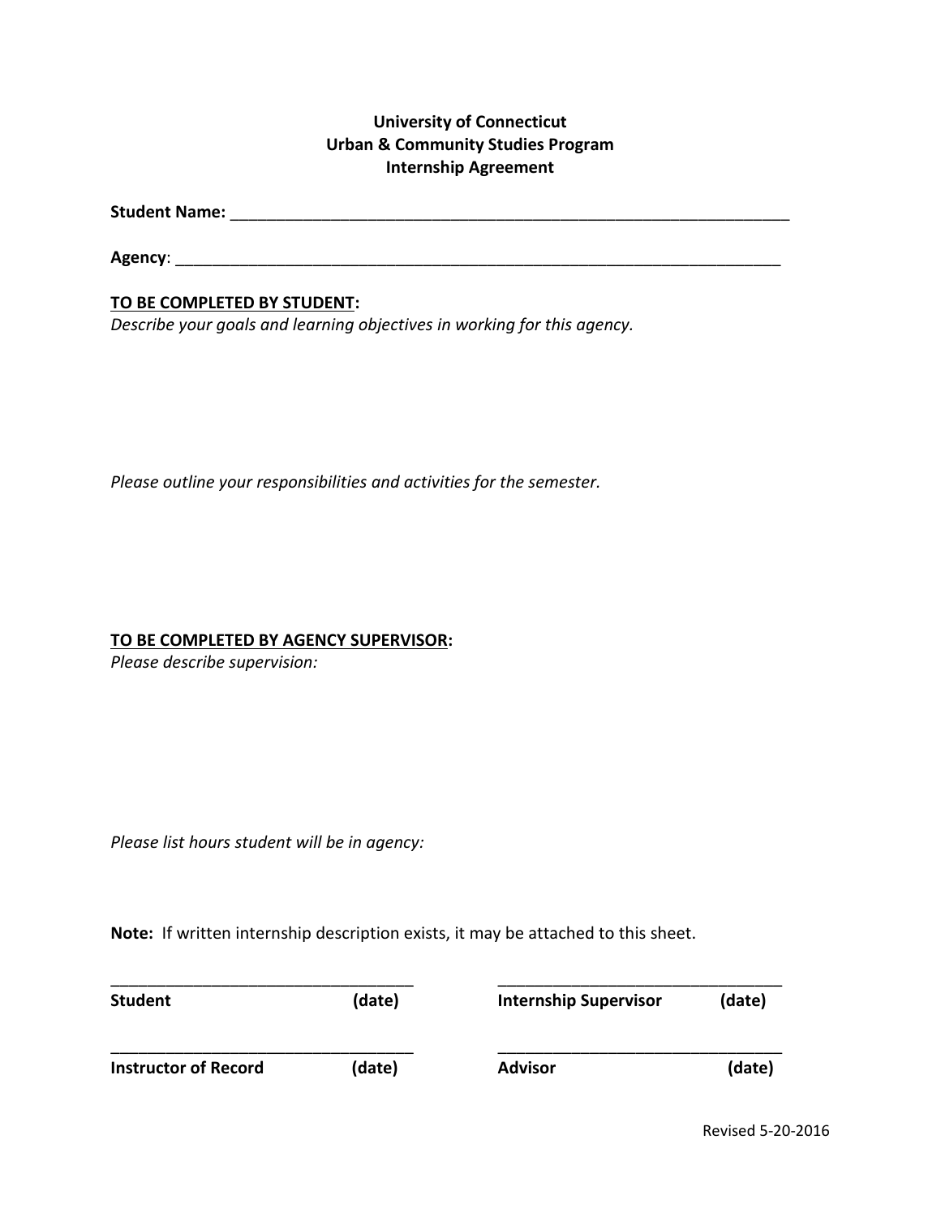**University of Connecticut**
**Urban & Community Studies Program**
**Internship Agreement**

**Student Name:** ________________________________________________________________

**Agency**: ____________________________________________________________________

**TO BE COMPLETED BY STUDENT:**

*Describe your goals and learning objectives in working for this agency.*

*Please outline your responsibilities and activities for the semester.*

**TO BE COMPLETED BY AGENCY SUPERVISOR:**

*Please describe supervision:*

*Please list hours student will be in agency:*

**Note:** If written internship description exists, it may be attached to this sheet.

| | |
|---|---|
| __________________________________ | _______________________________ |
| **Student (date)** | **Internship Supervisor (date)** |
| __________________________________ | _______________________________ |
| **Instructor of Record (date)** | **Advisor (date)** |

Revised 5-20-2016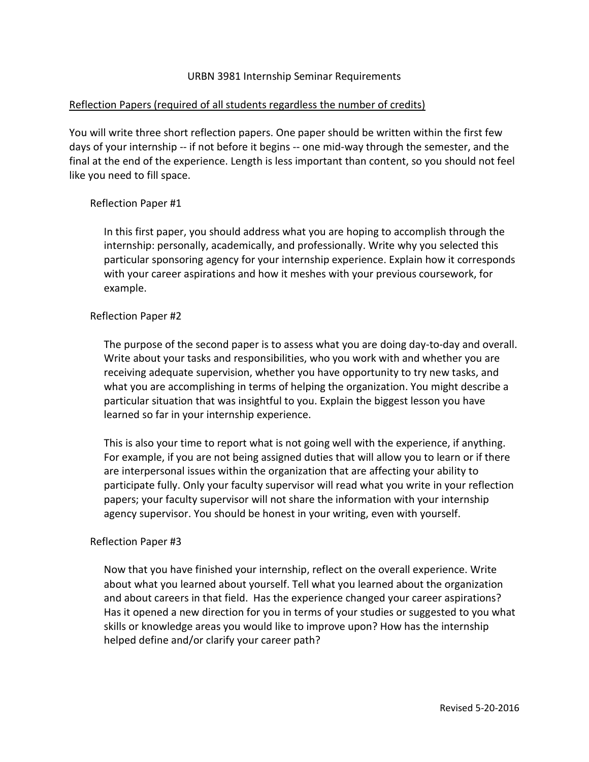# URBN 3981 Internship Seminar Requirements

<u>Reflection Papers (required of all students regardless the number of credits)</u>

You will write three short reflection papers. One paper should be written within the first few days of your internship -- if not before it begins -- one mid-way through the semester, and the final at the end of the experience. Length is less important than content, so you should not feel like you need to fill space.

## Reflection Paper #1

In this first paper, you should address what you are hoping to accomplish through the internship: personally, academically, and professionally. Write why you selected this particular sponsoring agency for your internship experience. Explain how it corresponds with your career aspirations and how it meshes with your previous coursework, for example.

## Reflection Paper #2

The purpose of the second paper is to assess what you are doing day-to-day and overall. Write about your tasks and responsibilities, who you work with and whether you are receiving adequate supervision, whether you have opportunity to try new tasks, and what you are accomplishing in terms of helping the organization. You might describe a particular situation that was insightful to you. Explain the biggest lesson you have learned so far in your internship experience.

This is also your time to report what is not going well with the experience, if anything. For example, if you are not being assigned duties that will allow you to learn or if there are interpersonal issues within the organization that are affecting your ability to participate fully. Only your faculty supervisor will read what you write in your reflection papers; your faculty supervisor will not share the information with your internship agency supervisor. You should be honest in your writing, even with yourself.

## Reflection Paper #3

Now that you have finished your internship, reflect on the overall experience. Write about what you learned about yourself. Tell what you learned about the organization and about careers in that field. Has the experience changed your career aspirations? Has it opened a new direction for you in terms of your studies or suggested to you what skills or knowledge areas you would like to improve upon? How has the internship helped define and/or clarify your career path?

Revised 5-20-2016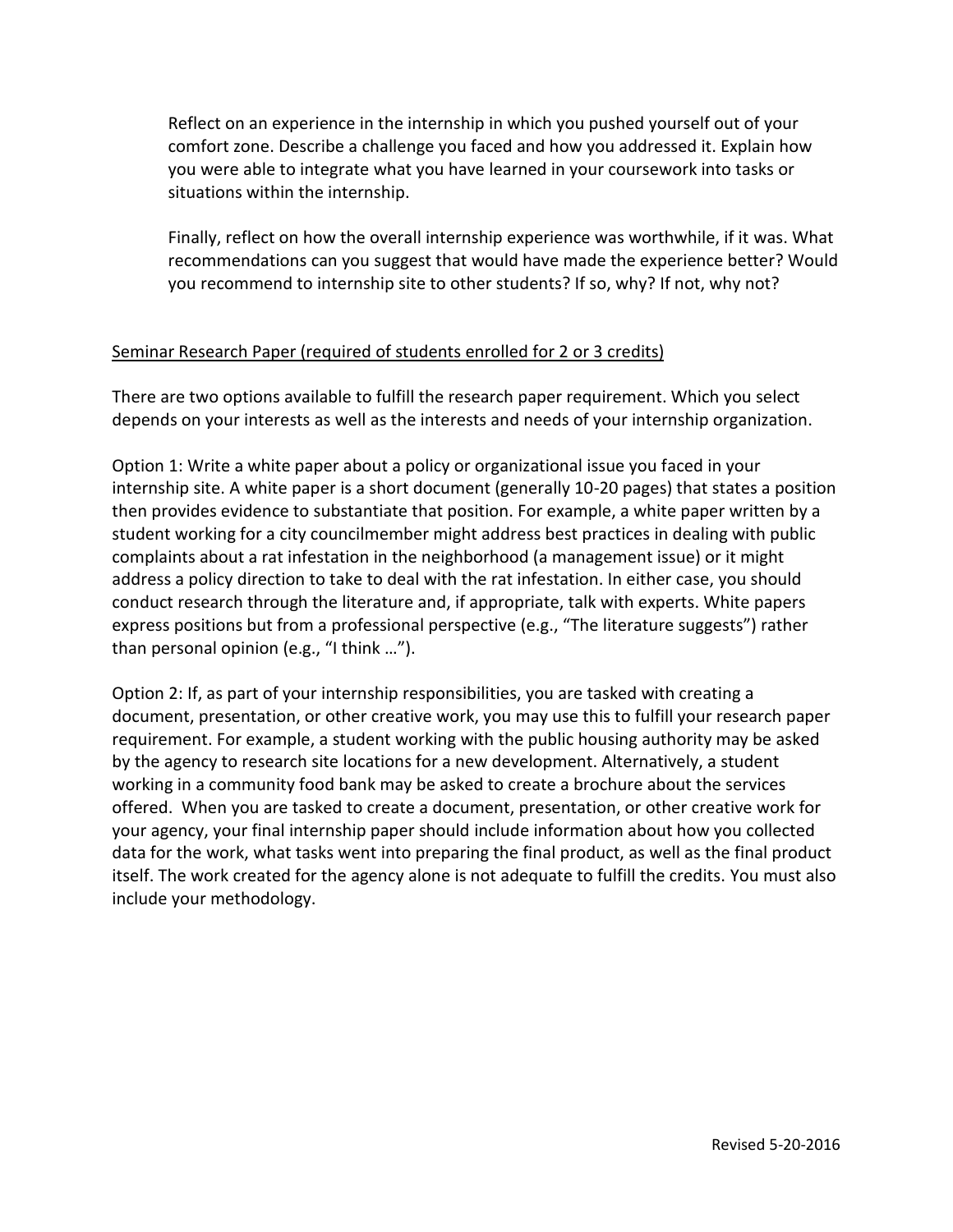Reflect on an experience in the internship in which you pushed yourself out of your comfort zone. Describe a challenge you faced and how you addressed it. Explain how you were able to integrate what you have learned in your coursework into tasks or situations within the internship.

Finally, reflect on how the overall internship experience was worthwhile, if it was. What recommendations can you suggest that would have made the experience better? Would you recommend to internship site to other students? If so, why? If not, why not?

<u>Seminar Research Paper (required of students enrolled for 2 or 3 credits)</u>

There are two options available to fulfill the research paper requirement. Which you select depends on your interests as well as the interests and needs of your internship organization.

Option 1: Write a white paper about a policy or organizational issue you faced in your internship site. A white paper is a short document (generally 10-20 pages) that states a position then provides evidence to substantiate that position. For example, a white paper written by a student working for a city councilmember might address best practices in dealing with public complaints about a rat infestation in the neighborhood (a management issue) or it might address a policy direction to take to deal with the rat infestation. In either case, you should conduct research through the literature and, if appropriate, talk with experts. White papers express positions but from a professional perspective (e.g., "The literature suggests") rather than personal opinion (e.g., "I think …").

Option 2: If, as part of your internship responsibilities, you are tasked with creating a document, presentation, or other creative work, you may use this to fulfill your research paper requirement. For example, a student working with the public housing authority may be asked by the agency to research site locations for a new development. Alternatively, a student working in a community food bank may be asked to create a brochure about the services offered. When you are tasked to create a document, presentation, or other creative work for your agency, your final internship paper should include information about how you collected data for the work, what tasks went into preparing the final product, as well as the final product itself. The work created for the agency alone is not adequate to fulfill the credits. You must also include your methodology.

Revised 5-20-2016